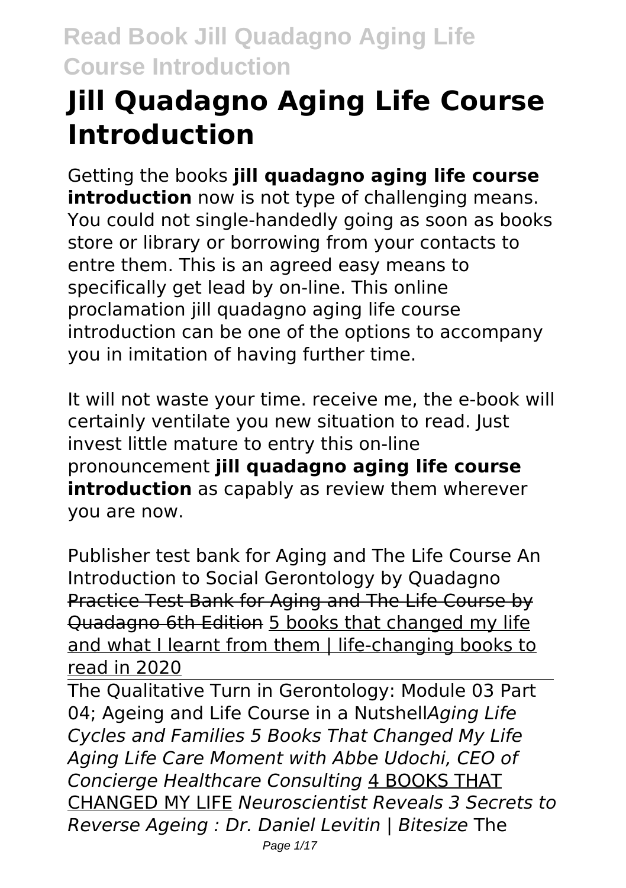# Jill Quadagno Aging Life Course Introduction

Getting the books **jill quadagno aging life course introduction** now is not type of challenging means. You could not single-handedly going as soon as books store or library or borrowing from your contacts to entre them. This is an agreed easy means to specifically get lead by on-line. This online proclamation jill quadagno aging life course introduction can be one of the options to accompany you in imitation of having further time.

It will not waste your time. receive me, the e-book will certainly ventilate you new situation to read. Just invest little mature to entry this on-line pronouncement **jill quadagno aging life course introduction** as capably as review them wherever you are now.

Publisher test bank for Aging and The Life Course An Introduction to Social Gerontology by Quadagno Practice Test Bank for Aging and The Life Course by Quadagno 6th Edition 5 books that changed my life and what I learnt from them | life-changing books to read in 2020

The Qualitative Turn in Gerontology: Module 03 Part 04; Ageing and Life Course in a Nutshell*Aging Life Cycles and Families 5 Books That Changed My Life Aging Life Care Moment with Abbe Udochi, CEO of Concierge Healthcare Consulting* 4 BOOKS THAT CHANGED MY LIFE *Neuroscientist Reveals 3 Secrets to Reverse Ageing : Dr. Daniel Levitin | Bitesize* The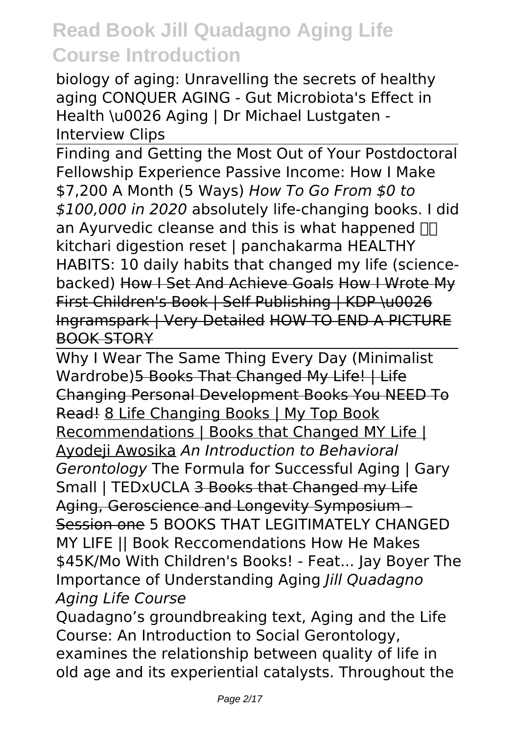biology of aging: Unravelling the secrets of healthy aging CONQUER AGING - Gut Microbiota's Effect in Health \u0026 Aging | Dr Michael Lustgaten - Interview Clips

Finding and Getting the Most Out of Your Postdoctoral Fellowship Experience Passive Income: How I Make $7,200 A Month (5 Ways) *How To Go From $0 to $100,000 in 2020* absolutely life-changing books. I did an Ayurvedic cleanse and this is what happened kitchari digestion reset | panchakarma HEALTHY HABITS: 10 daily habits that changed my life (science-backed) ~~How I Set And Achieve Goals~~ ~~How I Wrote My First Children's Book | Self Publishing | KDP \u0026 Ingramspark | Very Detailed~~ ~~HOW TO END A PICTURE BOOK STORY~~

Why I Wear The Same Thing Every Day (Minimalist Wardrobe)~~5 Books That Changed My Life! | Life Changing Personal Development Books You NEED To Read!~~ 8 Life Changing Books | My Top Book Recommendations | Books that Changed MY Life | Ayodeji Awosika *An Introduction to Behavioral Gerontology* The Formula for Successful Aging | Gary Small | TEDxUCLA ~~3 Books that Changed my Life~~ ~~Aging, Geroscience and Longevity Symposium – Session one~~ 5 BOOKS THAT LEGITIMATELY CHANGED MY LIFE || Book Reccomendations How He Makes $45K/Mo With Children's Books! - Feat... Jay Boyer The Importance of Understanding Aging *Jill Quadagno Aging Life Course*

Quadagno's groundbreaking text, Aging and the Life Course: An Introduction to Social Gerontology, examines the relationship between quality of life in old age and its experiential catalysts. Throughout the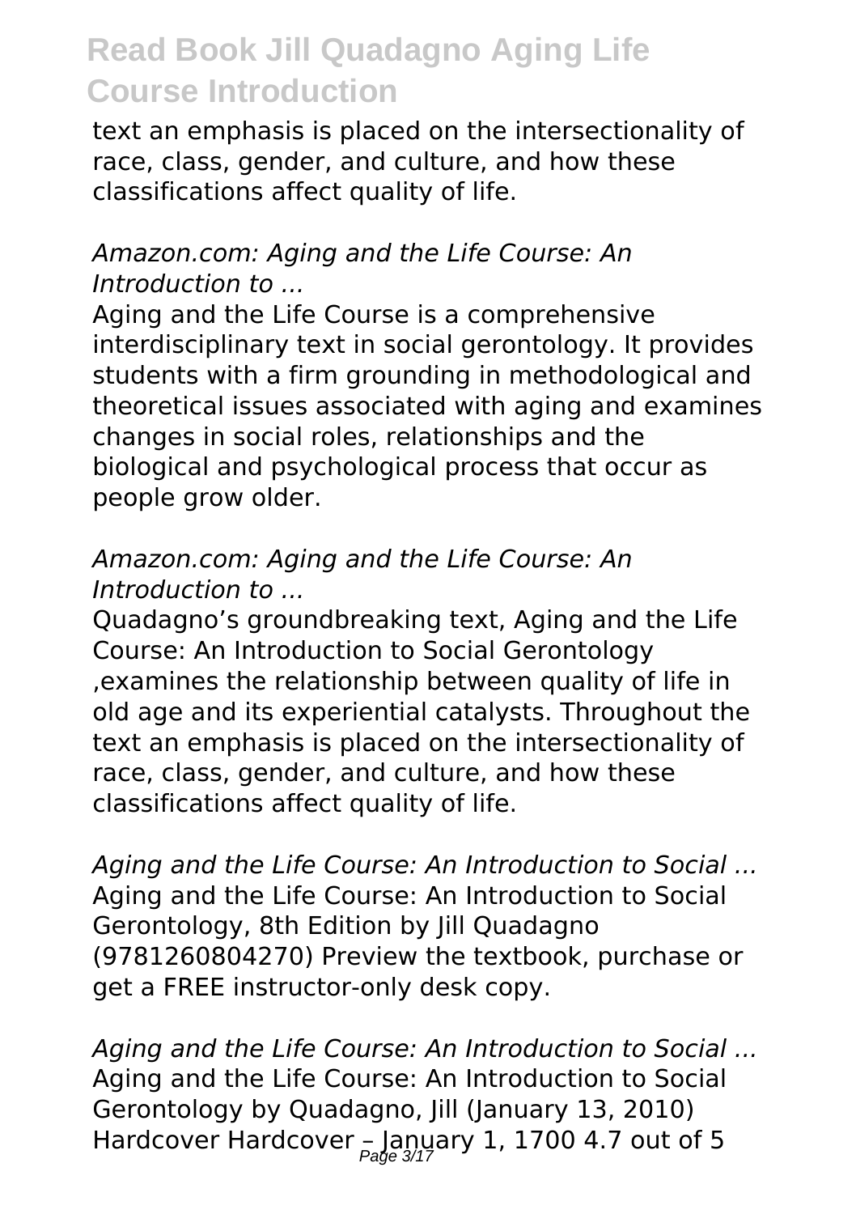text an emphasis is placed on the intersectionality of race, class, gender, and culture, and how these classifications affect quality of life.

*Amazon.com: Aging and the Life Course: An Introduction to ...*

Aging and the Life Course is a comprehensive interdisciplinary text in social gerontology. It provides students with a firm grounding in methodological and theoretical issues associated with aging and examines changes in social roles, relationships and the biological and psychological process that occur as people grow older.

*Amazon.com: Aging and the Life Course: An Introduction to ...*

Quadagno's groundbreaking text, Aging and the Life Course: An Introduction to Social Gerontology ,examines the relationship between quality of life in old age and its experiential catalysts. Throughout the text an emphasis is placed on the intersectionality of race, class, gender, and culture, and how these classifications affect quality of life.

*Aging and the Life Course: An Introduction to Social ...*

Aging and the Life Course: An Introduction to Social Gerontology, 8th Edition by Jill Quadagno (9781260804270) Preview the textbook, purchase or get a FREE instructor-only desk copy.

*Aging and the Life Course: An Introduction to Social ...*

Aging and the Life Course: An Introduction to Social Gerontology by Quadagno, Jill (January 13, 2010) Hardcover Hardcover – January 1, 1700 4.7 out of 5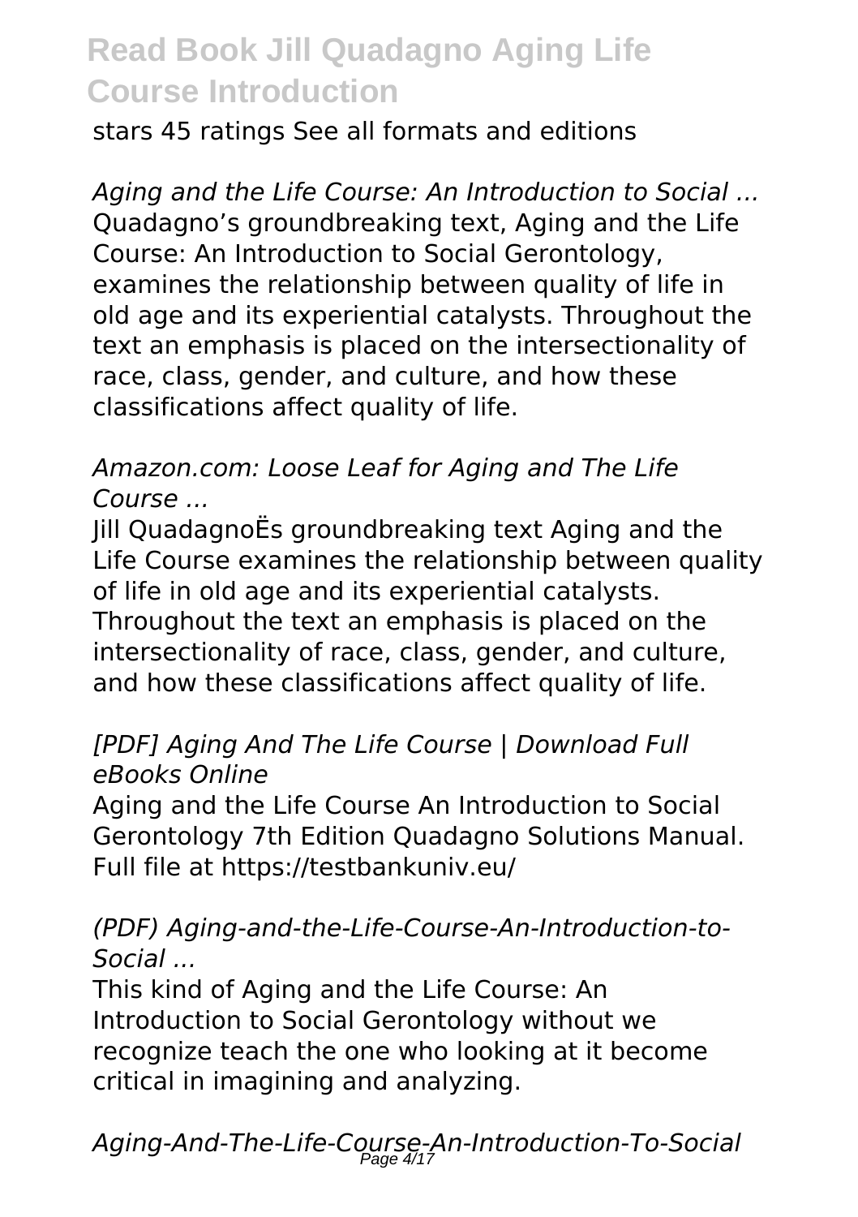stars 45 ratings See all formats and editions

*Aging and the Life Course: An Introduction to Social ...*
Quadagno's groundbreaking text, Aging and the Life Course: An Introduction to Social Gerontology, examines the relationship between quality of life in old age and its experiential catalysts. Throughout the text an emphasis is placed on the intersectionality of race, class, gender, and culture, and how these classifications affect quality of life.

*Amazon.com: Loose Leaf for Aging and The Life Course ...*
Jill QuadagnoËs groundbreaking text Aging and the Life Course examines the relationship between quality of life in old age and its experiential catalysts. Throughout the text an emphasis is placed on the intersectionality of race, class, gender, and culture, and how these classifications affect quality of life.

*[PDF] Aging And The Life Course | Download Full eBooks Online*
Aging and the Life Course An Introduction to Social Gerontology 7th Edition Quadagno Solutions Manual. Full file at https://testbankuniv.eu/

*(PDF) Aging-and-the-Life-Course-An-Introduction-to-Social ...*
This kind of Aging and the Life Course: An Introduction to Social Gerontology without we recognize teach the one who looking at it become critical in imagining and analyzing.

*Aging-And-The-Life-Course-An-Introduction-To-Social*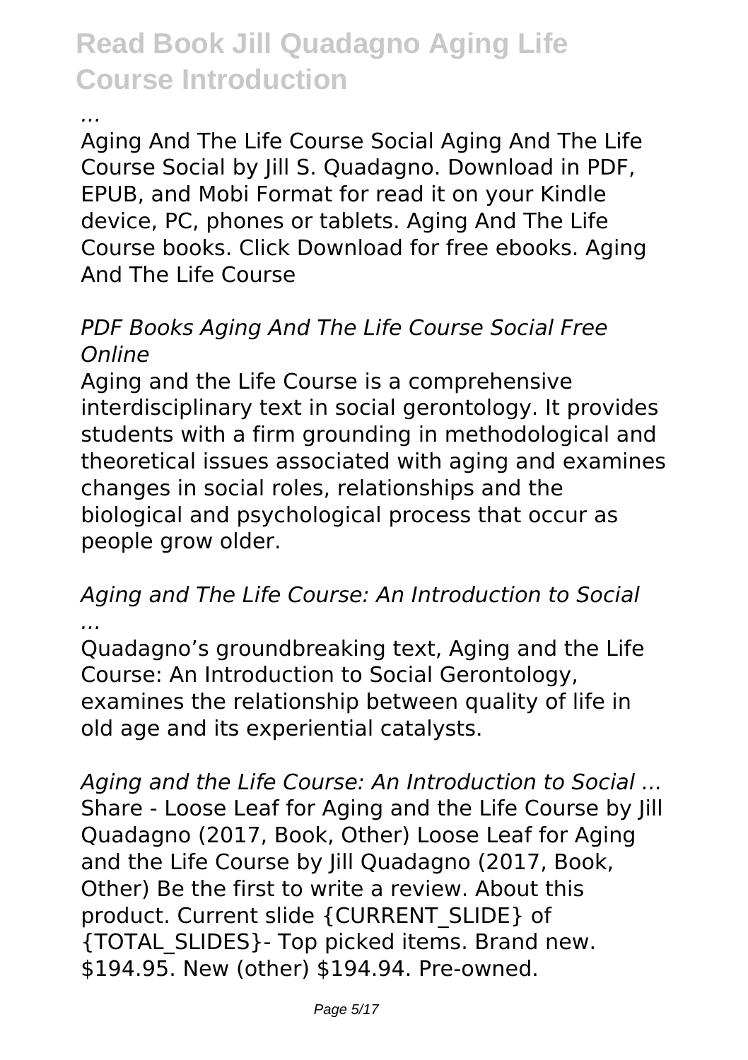...

Aging And The Life Course Social Aging And The Life Course Social by Jill S. Quadagno. Download in PDF, EPUB, and Mobi Format for read it on your Kindle device, PC, phones or tablets. Aging And The Life Course books. Click Download for free ebooks. Aging And The Life Course

*PDF Books Aging And The Life Course Social Free Online*

Aging and the Life Course is a comprehensive interdisciplinary text in social gerontology. It provides students with a firm grounding in methodological and theoretical issues associated with aging and examines changes in social roles, relationships and the biological and psychological process that occur as people grow older.

*Aging and The Life Course: An Introduction to Social ...*

Quadagno's groundbreaking text, Aging and the Life Course: An Introduction to Social Gerontology, examines the relationship between quality of life in old age and its experiential catalysts.

*Aging and the Life Course: An Introduction to Social ...*

Share - Loose Leaf for Aging and the Life Course by Jill Quadagno (2017, Book, Other) Loose Leaf for Aging and the Life Course by Jill Quadagno (2017, Book, Other) Be the first to write a review. About this product. Current slide {CURRENT_SLIDE} of {TOTAL_SLIDES}- Top picked items. Brand new. $194.95. New (other) $194.94. Pre-owned.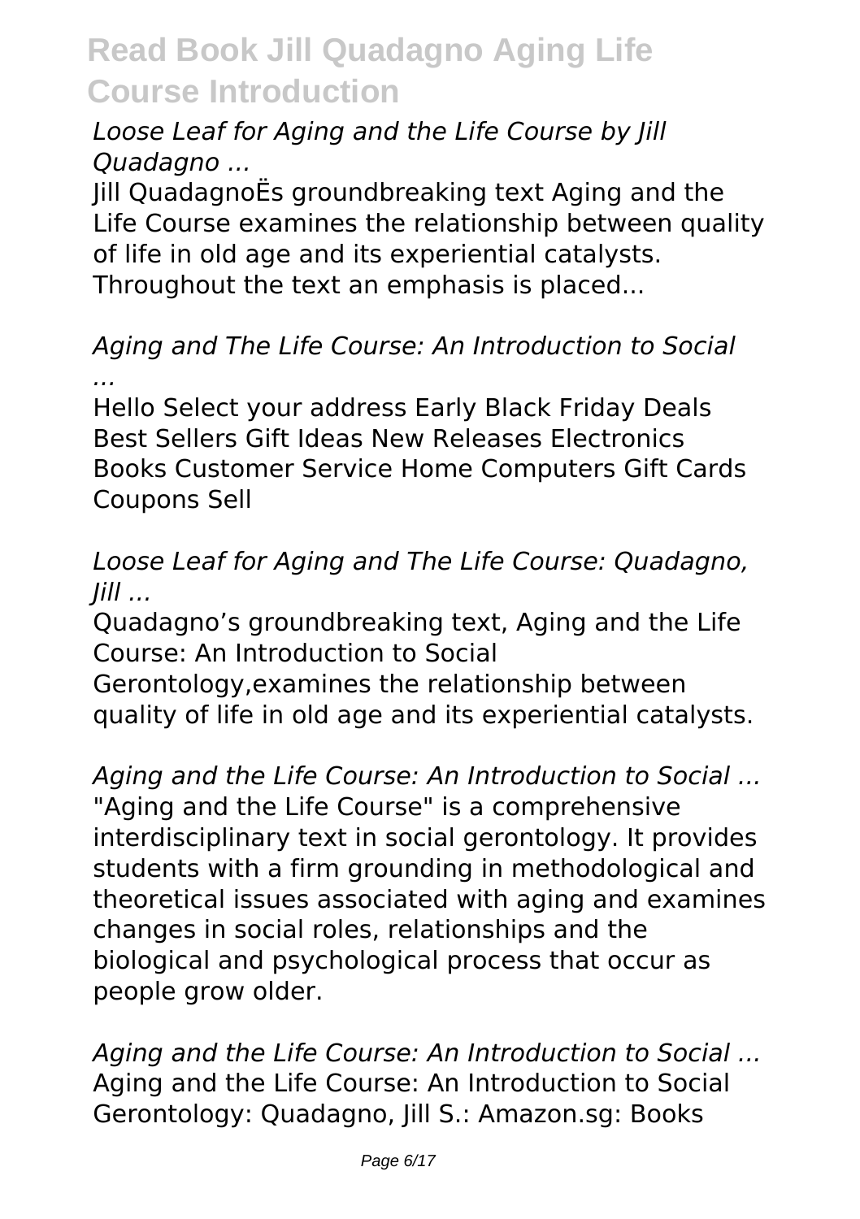*Loose Leaf for Aging and the Life Course by Jill Quadagno ...*

Jill QuadagnoËs groundbreaking text Aging and the Life Course examines the relationship between quality of life in old age and its experiential catalysts. Throughout the text an emphasis is placed...

*Aging and The Life Course: An Introduction to Social ...*

Hello Select your address Early Black Friday Deals Best Sellers Gift Ideas New Releases Electronics Books Customer Service Home Computers Gift Cards Coupons Sell

*Loose Leaf for Aging and The Life Course: Quadagno, Jill ...*

Quadagno's groundbreaking text, Aging and the Life Course: An Introduction to Social Gerontology,examines the relationship between quality of life in old age and its experiential catalysts.

*Aging and the Life Course: An Introduction to Social ...*

"Aging and the Life Course" is a comprehensive interdisciplinary text in social gerontology. It provides students with a firm grounding in methodological and theoretical issues associated with aging and examines changes in social roles, relationships and the biological and psychological process that occur as people grow older.

*Aging and the Life Course: An Introduction to Social ...*

Aging and the Life Course: An Introduction to Social Gerontology: Quadagno, Jill S.: Amazon.sg: Books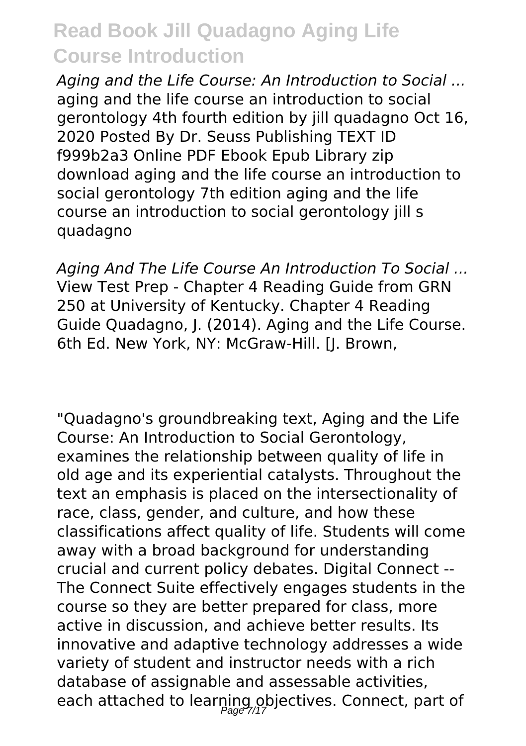*Aging and the Life Course: An Introduction to Social ...*
aging and the life course an introduction to social gerontology 4th fourth edition by jill quadagno Oct 16, 2020 Posted By Dr. Seuss Publishing TEXT ID f999b2a3 Online PDF Ebook Epub Library zip download aging and the life course an introduction to social gerontology 7th edition aging and the life course an introduction to social gerontology jill s quadagno

*Aging And The Life Course An Introduction To Social ...*
View Test Prep - Chapter 4 Reading Guide from GRN 250 at University of Kentucky. Chapter 4 Reading Guide Quadagno, J. (2014). Aging and the Life Course. 6th Ed. New York, NY: McGraw-Hill. [J. Brown,

"Quadagno's groundbreaking text, Aging and the Life Course: An Introduction to Social Gerontology, examines the relationship between quality of life in old age and its experiential catalysts. Throughout the text an emphasis is placed on the intersectionality of race, class, gender, and culture, and how these classifications affect quality of life. Students will come away with a broad background for understanding crucial and current policy debates. Digital Connect -- The Connect Suite effectively engages students in the course so they are better prepared for class, more active in discussion, and achieve better results. Its innovative and adaptive technology addresses a wide variety of student and instructor needs with a rich database of assignable and assessable activities, each attached to learning objectives. Connect, part of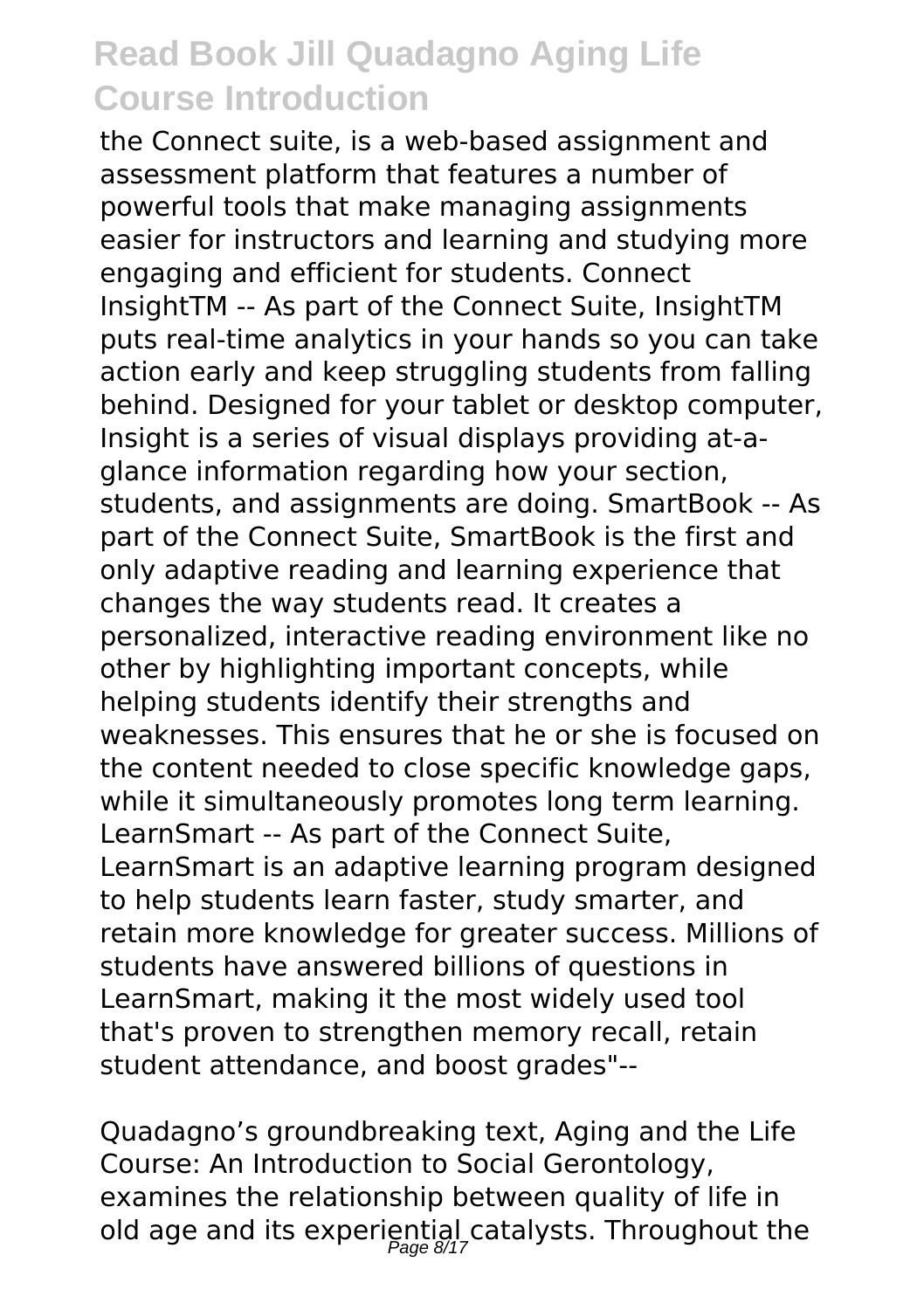the Connect suite, is a web-based assignment and assessment platform that features a number of powerful tools that make managing assignments easier for instructors and learning and studying more engaging and efficient for students. Connect InsightTM -- As part of the Connect Suite, InsightTM puts real-time analytics in your hands so you can take action early and keep struggling students from falling behind. Designed for your tablet or desktop computer, Insight is a series of visual displays providing at-a-glance information regarding how your section, students, and assignments are doing. SmartBook -- As part of the Connect Suite, SmartBook is the first and only adaptive reading and learning experience that changes the way students read. It creates a personalized, interactive reading environment like no other by highlighting important concepts, while helping students identify their strengths and weaknesses. This ensures that he or she is focused on the content needed to close specific knowledge gaps, while it simultaneously promotes long term learning. LearnSmart -- As part of the Connect Suite, LearnSmart is an adaptive learning program designed to help students learn faster, study smarter, and retain more knowledge for greater success. Millions of students have answered billions of questions in LearnSmart, making it the most widely used tool that's proven to strengthen memory recall, retain student attendance, and boost grades"--

Quadagno's groundbreaking text, Aging and the Life Course: An Introduction to Social Gerontology, examines the relationship between quality of life in old age and its experiential catalysts. Throughout the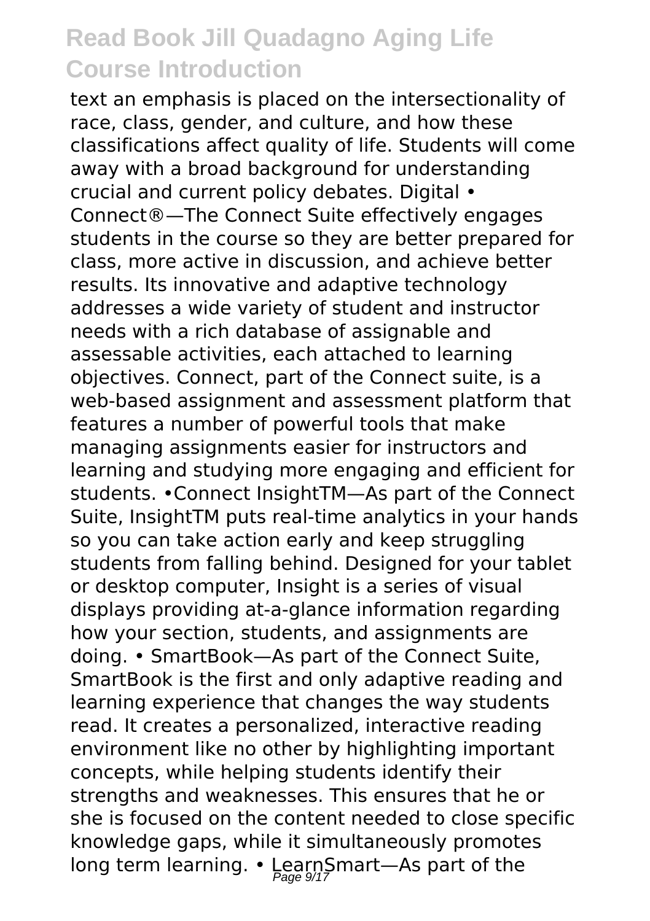text an emphasis is placed on the intersectionality of race, class, gender, and culture, and how these classifications affect quality of life. Students will come away with a broad background for understanding crucial and current policy debates. Digital • Connect®—The Connect Suite effectively engages students in the course so they are better prepared for class, more active in discussion, and achieve better results. Its innovative and adaptive technology addresses a wide variety of student and instructor needs with a rich database of assignable and assessable activities, each attached to learning objectives. Connect, part of the Connect suite, is a web-based assignment and assessment platform that features a number of powerful tools that make managing assignments easier for instructors and learning and studying more engaging and efficient for students. •Connect InsightTM—As part of the Connect Suite, InsightTM puts real-time analytics in your hands so you can take action early and keep struggling students from falling behind. Designed for your tablet or desktop computer, Insight is a series of visual displays providing at-a-glance information regarding how your section, students, and assignments are doing. • SmartBook—As part of the Connect Suite, SmartBook is the first and only adaptive reading and learning experience that changes the way students read. It creates a personalized, interactive reading environment like no other by highlighting important concepts, while helping students identify their strengths and weaknesses. This ensures that he or she is focused on the content needed to close specific knowledge gaps, while it simultaneously promotes long term learning. • LearnSmart—As part of the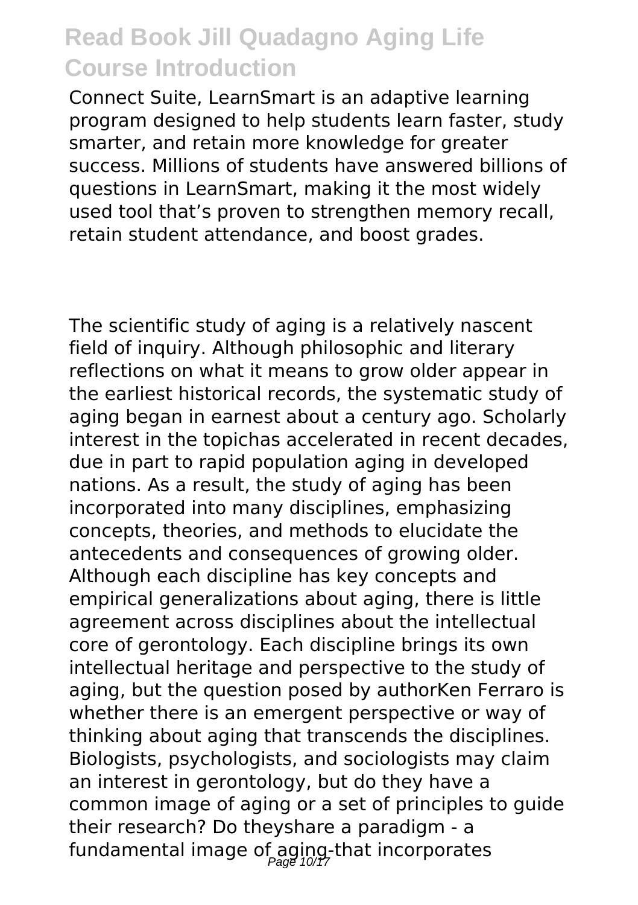Connect Suite, LearnSmart is an adaptive learning program designed to help students learn faster, study smarter, and retain more knowledge for greater success. Millions of students have answered billions of questions in LearnSmart, making it the most widely used tool that's proven to strengthen memory recall, retain student attendance, and boost grades.

The scientific study of aging is a relatively nascent field of inquiry. Although philosophic and literary reflections on what it means to grow older appear in the earliest historical records, the systematic study of aging began in earnest about a century ago. Scholarly interest in the topichas accelerated in recent decades, due in part to rapid population aging in developed nations. As a result, the study of aging has been incorporated into many disciplines, emphasizing concepts, theories, and methods to elucidate the antecedents and consequences of growing older. Although each discipline has key concepts and empirical generalizations about aging, there is little agreement across disciplines about the intellectual core of gerontology. Each discipline brings its own intellectual heritage and perspective to the study of aging, but the question posed by authorKen Ferraro is whether there is an emergent perspective or way of thinking about aging that transcends the disciplines. Biologists, psychologists, and sociologists may claim an interest in gerontology, but do they have a common image of aging or a set of principles to guide their research? Do theyshare a paradigm - a fundamental image of aging-that incorporates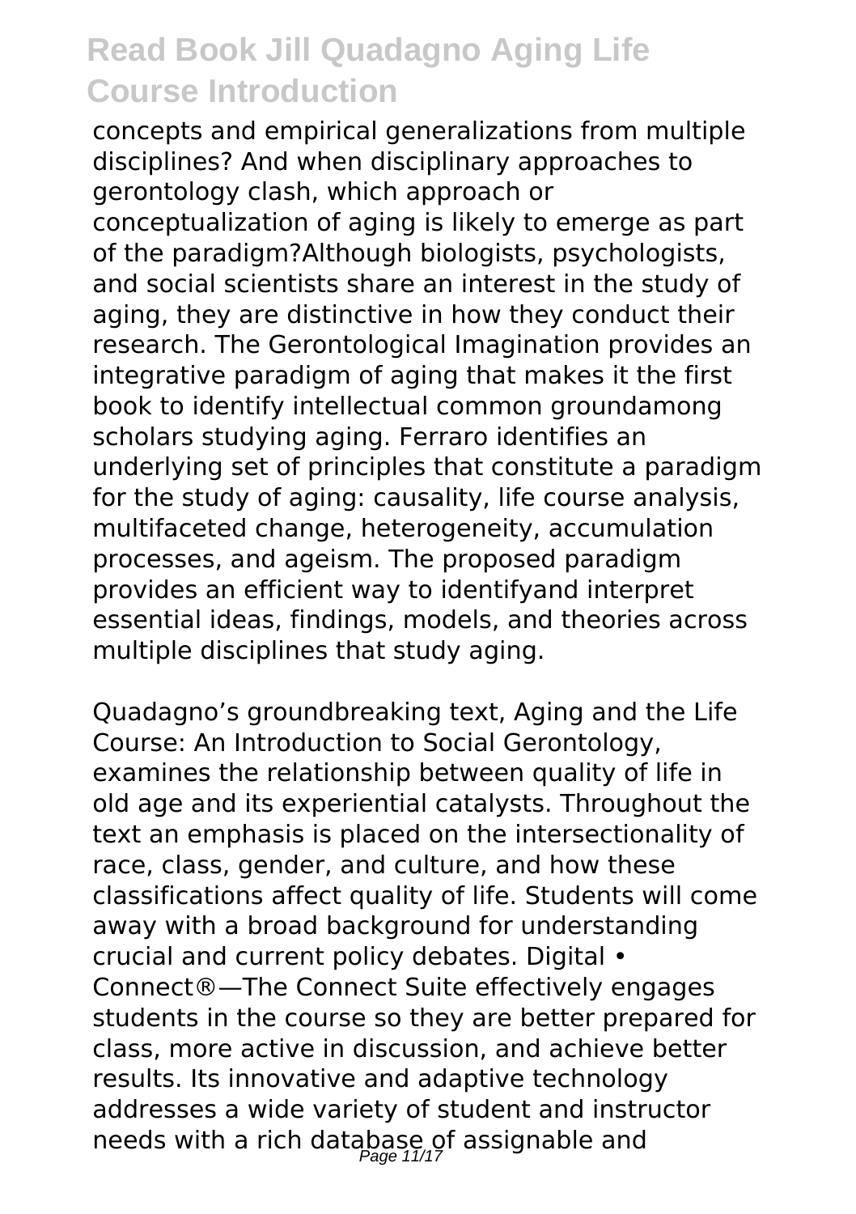concepts and empirical generalizations from multiple disciplines? And when disciplinary approaches to gerontology clash, which approach or conceptualization of aging is likely to emerge as part of the paradigm?Although biologists, psychologists, and social scientists share an interest in the study of aging, they are distinctive in how they conduct their research. The Gerontological Imagination provides an integrative paradigm of aging that makes it the first book to identify intellectual common groundamong scholars studying aging. Ferraro identifies an underlying set of principles that constitute a paradigm for the study of aging: causality, life course analysis, multifaceted change, heterogeneity, accumulation processes, and ageism. The proposed paradigm provides an efficient way to identifyand interpret essential ideas, findings, models, and theories across multiple disciplines that study aging.

Quadagno's groundbreaking text, Aging and the Life Course: An Introduction to Social Gerontology, examines the relationship between quality of life in old age and its experiential catalysts. Throughout the text an emphasis is placed on the intersectionality of race, class, gender, and culture, and how these classifications affect quality of life. Students will come away with a broad background for understanding crucial and current policy debates. Digital • Connect®—The Connect Suite effectively engages students in the course so they are better prepared for class, more active in discussion, and achieve better results. Its innovative and adaptive technology addresses a wide variety of student and instructor needs with a rich database of assignable and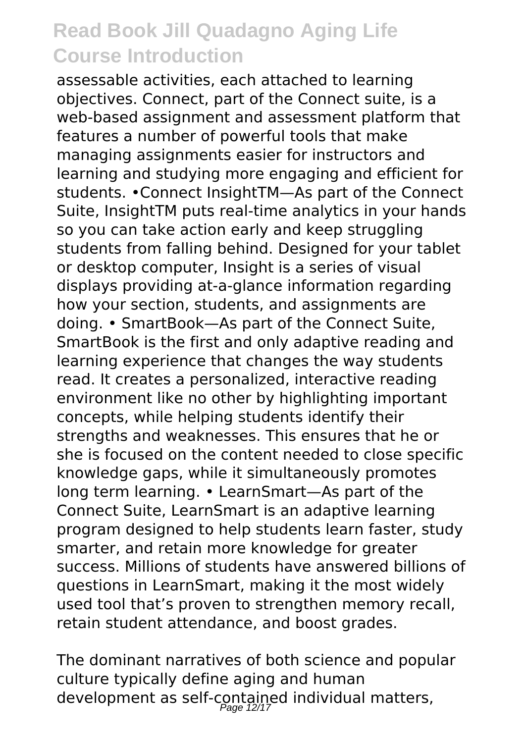assessable activities, each attached to learning objectives. Connect, part of the Connect suite, is a web-based assignment and assessment platform that features a number of powerful tools that make managing assignments easier for instructors and learning and studying more engaging and efficient for students. •Connect InsightTM—As part of the Connect Suite, InsightTM puts real-time analytics in your hands so you can take action early and keep struggling students from falling behind. Designed for your tablet or desktop computer, Insight is a series of visual displays providing at-a-glance information regarding how your section, students, and assignments are doing. • SmartBook—As part of the Connect Suite, SmartBook is the first and only adaptive reading and learning experience that changes the way students read. It creates a personalized, interactive reading environment like no other by highlighting important concepts, while helping students identify their strengths and weaknesses. This ensures that he or she is focused on the content needed to close specific knowledge gaps, while it simultaneously promotes long term learning. • LearnSmart—As part of the Connect Suite, LearnSmart is an adaptive learning program designed to help students learn faster, study smarter, and retain more knowledge for greater success. Millions of students have answered billions of questions in LearnSmart, making it the most widely used tool that's proven to strengthen memory recall, retain student attendance, and boost grades.

The dominant narratives of both science and popular culture typically define aging and human development as self-contained individual matters,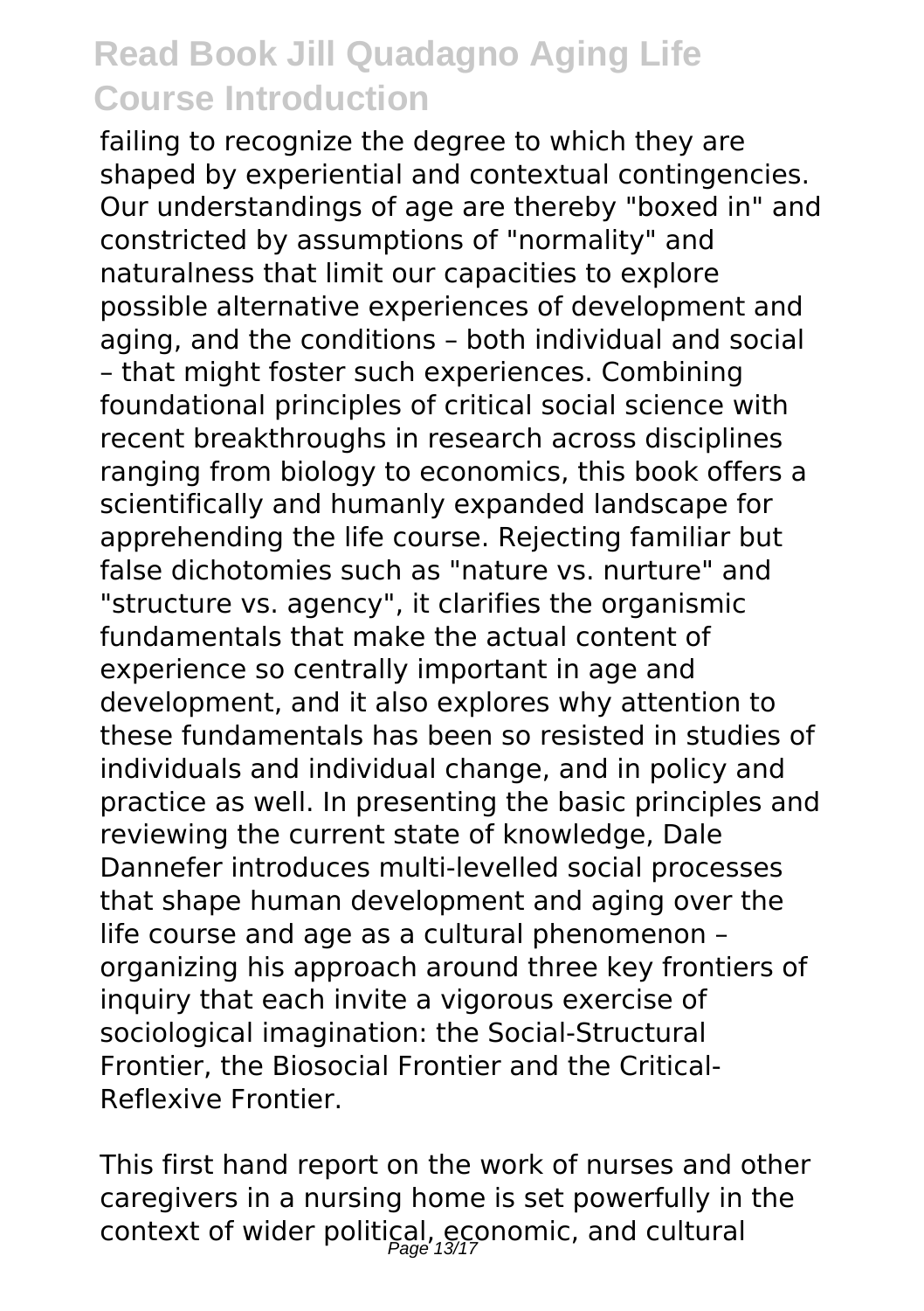failing to recognize the degree to which they are shaped by experiential and contextual contingencies. Our understandings of age are thereby "boxed in" and constricted by assumptions of "normality" and naturalness that limit our capacities to explore possible alternative experiences of development and aging, and the conditions – both individual and social – that might foster such experiences. Combining foundational principles of critical social science with recent breakthroughs in research across disciplines ranging from biology to economics, this book offers a scientifically and humanly expanded landscape for apprehending the life course. Rejecting familiar but false dichotomies such as "nature vs. nurture" and "structure vs. agency", it clarifies the organismic fundamentals that make the actual content of experience so centrally important in age and development, and it also explores why attention to these fundamentals has been so resisted in studies of individuals and individual change, and in policy and practice as well. In presenting the basic principles and reviewing the current state of knowledge, Dale Dannefer introduces multi-levelled social processes that shape human development and aging over the life course and age as a cultural phenomenon – organizing his approach around three key frontiers of inquiry that each invite a vigorous exercise of sociological imagination: the Social-Structural Frontier, the Biosocial Frontier and the Critical-Reflexive Frontier.

This first hand report on the work of nurses and other caregivers in a nursing home is set powerfully in the context of wider political, economic, and cultural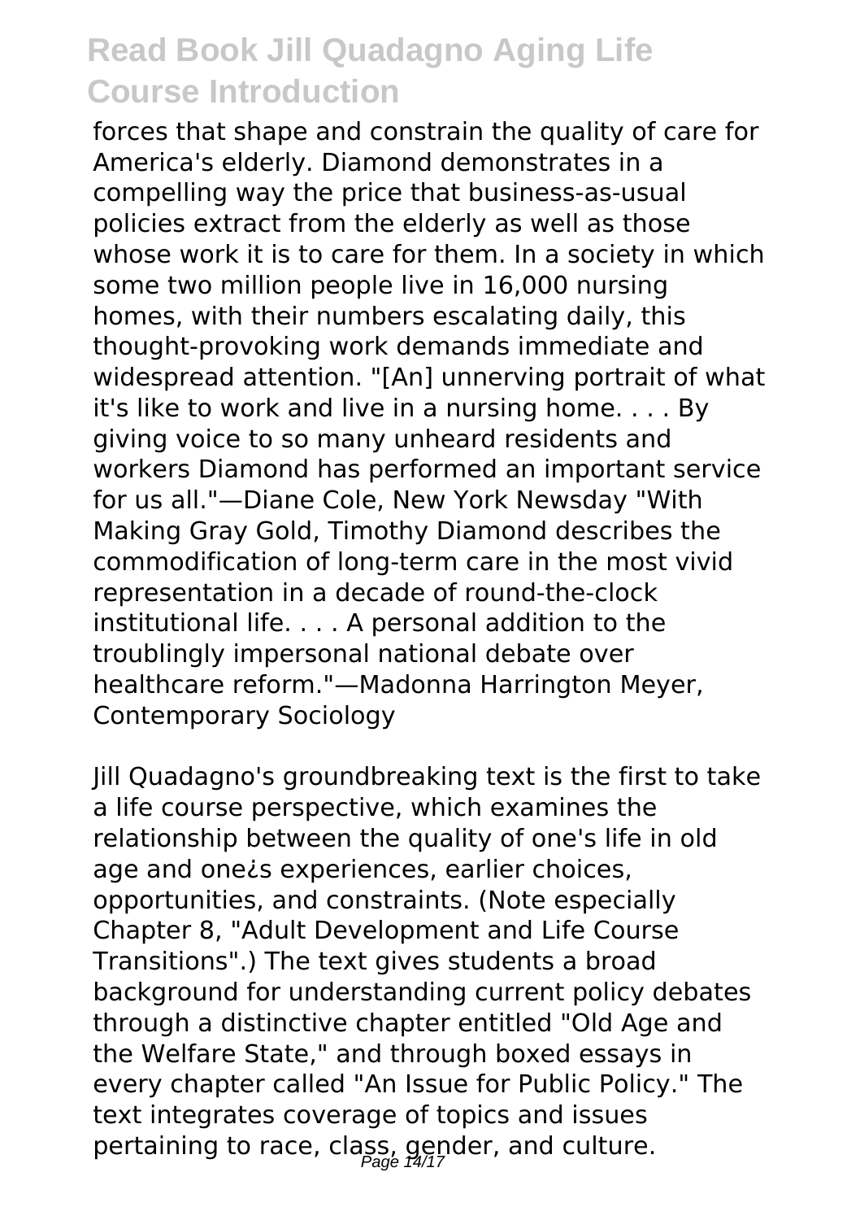forces that shape and constrain the quality of care for America's elderly. Diamond demonstrates in a compelling way the price that business-as-usual policies extract from the elderly as well as those whose work it is to care for them. In a society in which some two million people live in 16,000 nursing homes, with their numbers escalating daily, this thought-provoking work demands immediate and widespread attention. "[An] unnerving portrait of what it's like to work and live in a nursing home. . . . By giving voice to so many unheard residents and workers Diamond has performed an important service for us all."—Diane Cole, New York Newsday "With Making Gray Gold, Timothy Diamond describes the commodification of long-term care in the most vivid representation in a decade of round-the-clock institutional life. . . . A personal addition to the troublingly impersonal national debate over healthcare reform."—Madonna Harrington Meyer, Contemporary Sociology

Jill Quadagno's groundbreaking text is the first to take a life course perspective, which examines the relationship between the quality of one's life in old age and one¿s experiences, earlier choices, opportunities, and constraints. (Note especially Chapter 8, "Adult Development and Life Course Transitions".) The text gives students a broad background for understanding current policy debates through a distinctive chapter entitled "Old Age and the Welfare State," and through boxed essays in every chapter called "An Issue for Public Policy." The text integrates coverage of topics and issues pertaining to race, class, gender, and culture.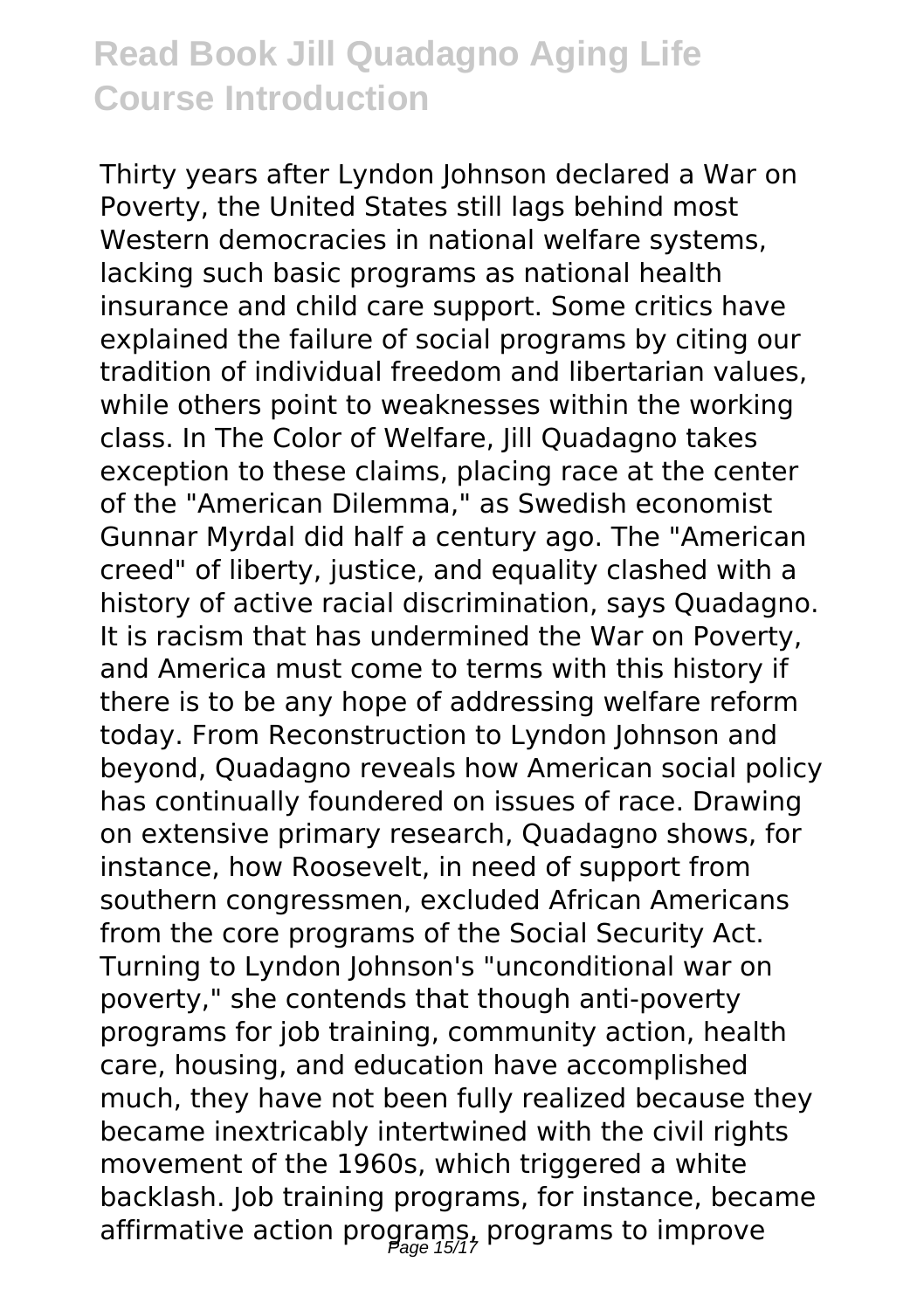Thirty years after Lyndon Johnson declared a War on Poverty, the United States still lags behind most Western democracies in national welfare systems, lacking such basic programs as national health insurance and child care support. Some critics have explained the failure of social programs by citing our tradition of individual freedom and libertarian values, while others point to weaknesses within the working class. In The Color of Welfare, Jill Quadagno takes exception to these claims, placing race at the center of the "American Dilemma," as Swedish economist Gunnar Myrdal did half a century ago. The "American creed" of liberty, justice, and equality clashed with a history of active racial discrimination, says Quadagno. It is racism that has undermined the War on Poverty, and America must come to terms with this history if there is to be any hope of addressing welfare reform today. From Reconstruction to Lyndon Johnson and beyond, Quadagno reveals how American social policy has continually foundered on issues of race. Drawing on extensive primary research, Quadagno shows, for instance, how Roosevelt, in need of support from southern congressmen, excluded African Americans from the core programs of the Social Security Act. Turning to Lyndon Johnson's "unconditional war on poverty," she contends that though anti-poverty programs for job training, community action, health care, housing, and education have accomplished much, they have not been fully realized because they became inextricably intertwined with the civil rights movement of the 1960s, which triggered a white backlash. Job training programs, for instance, became affirmative action programs, programs to improve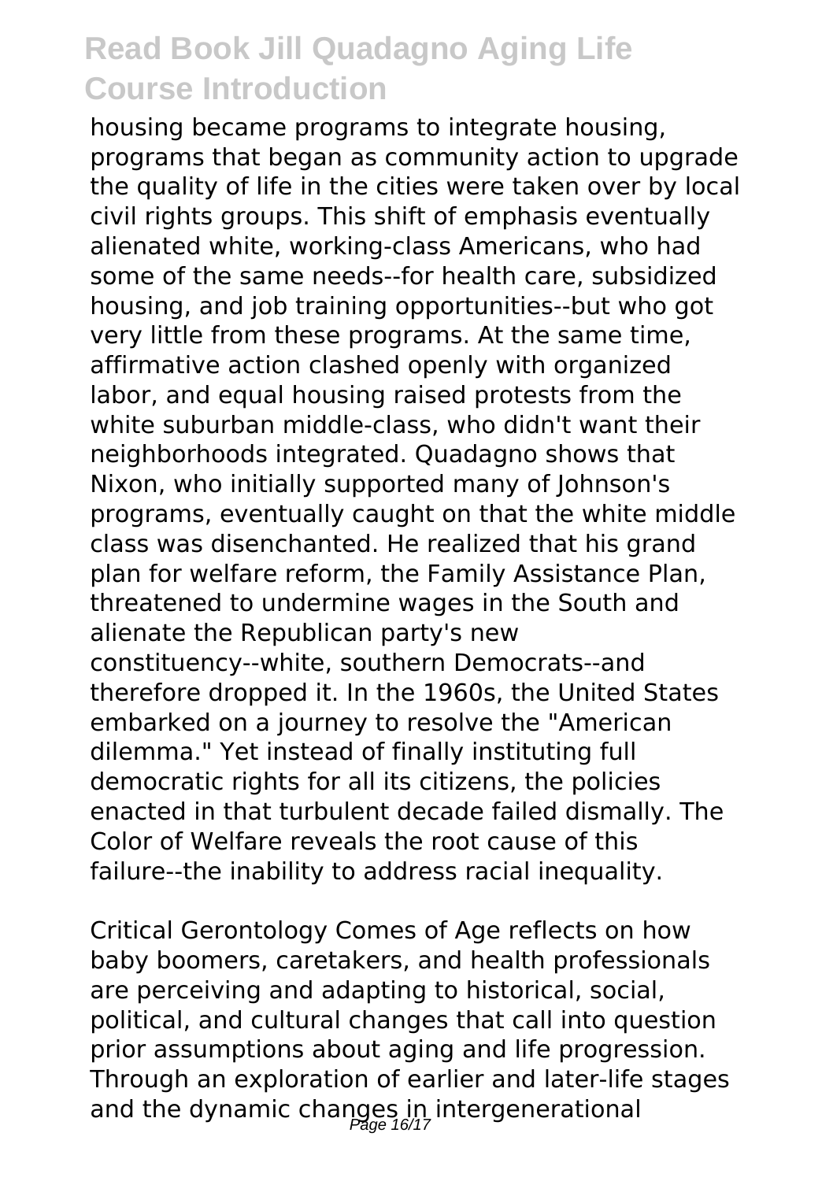housing became programs to integrate housing, programs that began as community action to upgrade the quality of life in the cities were taken over by local civil rights groups. This shift of emphasis eventually alienated white, working-class Americans, who had some of the same needs--for health care, subsidized housing, and job training opportunities--but who got very little from these programs. At the same time, affirmative action clashed openly with organized labor, and equal housing raised protests from the white suburban middle-class, who didn't want their neighborhoods integrated. Quadagno shows that Nixon, who initially supported many of Johnson's programs, eventually caught on that the white middle class was disenchanted. He realized that his grand plan for welfare reform, the Family Assistance Plan, threatened to undermine wages in the South and alienate the Republican party's new constituency--white, southern Democrats--and therefore dropped it. In the 1960s, the United States embarked on a journey to resolve the "American dilemma." Yet instead of finally instituting full democratic rights for all its citizens, the policies enacted in that turbulent decade failed dismally. The Color of Welfare reveals the root cause of this failure--the inability to address racial inequality.

Critical Gerontology Comes of Age reflects on how baby boomers, caretakers, and health professionals are perceiving and adapting to historical, social, political, and cultural changes that call into question prior assumptions about aging and life progression. Through an exploration of earlier and later-life stages and the dynamic changes in intergenerational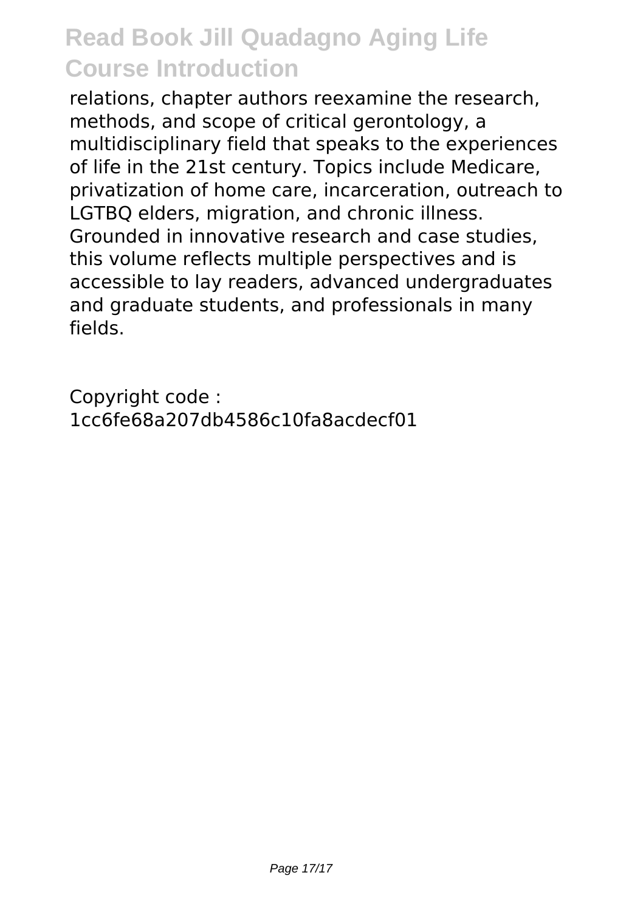relations, chapter authors reexamine the research, methods, and scope of critical gerontology, a multidisciplinary field that speaks to the experiences of life in the 21st century. Topics include Medicare, privatization of home care, incarceration, outreach to LGTBQ elders, migration, and chronic illness. Grounded in innovative research and case studies, this volume reflects multiple perspectives and is accessible to lay readers, advanced undergraduates and graduate students, and professionals in many fields.

Copyright code : 1cc6fe68a207db4586c10fa8acdecf01